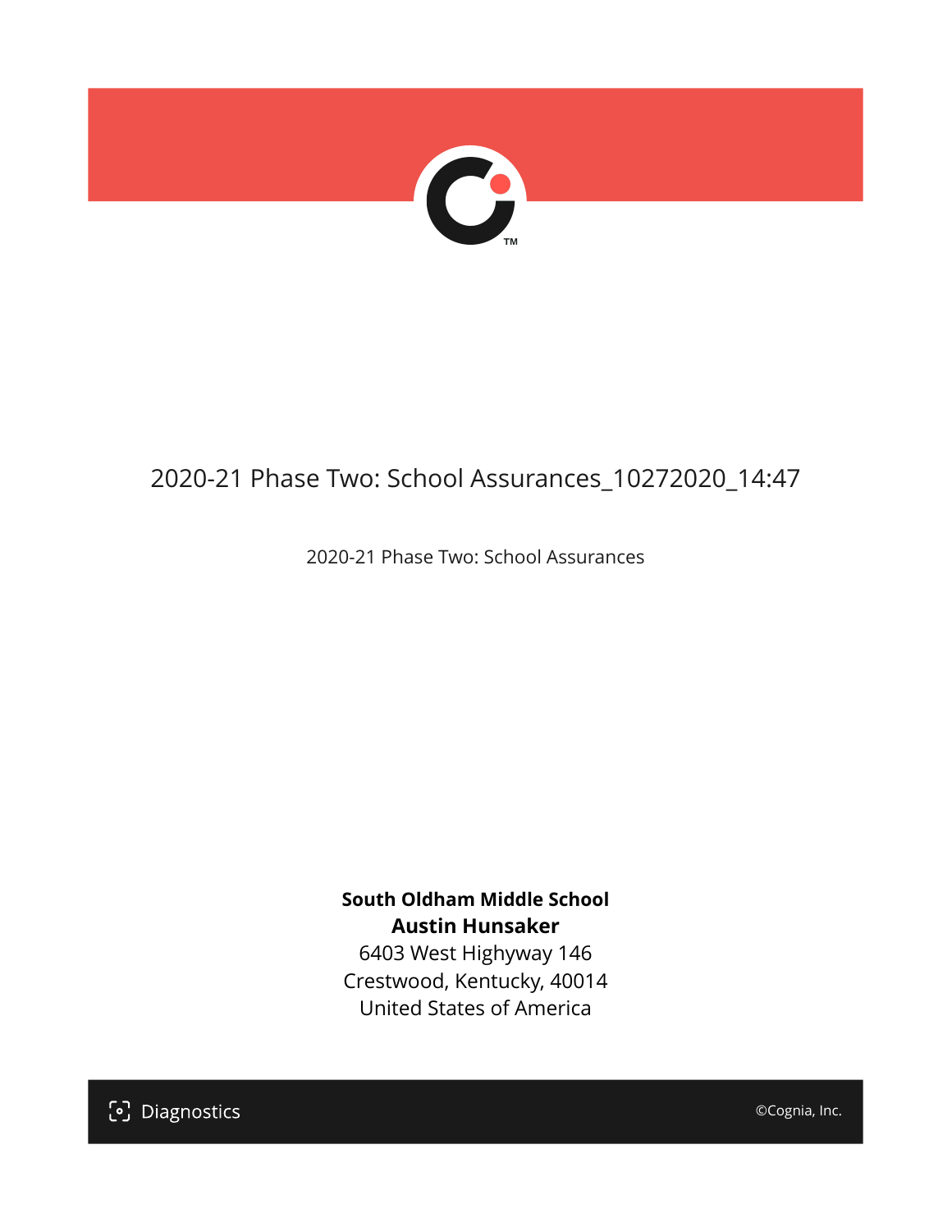# 2020-21 Phase Two: School Assurances_10272020_14:47

2020-21 Phase Two: School Assurances

**South Oldham Middle School**
**Austin Hunsaker**
6403 West Highyway 146
Crestwood, Kentucky, 40014
United States of America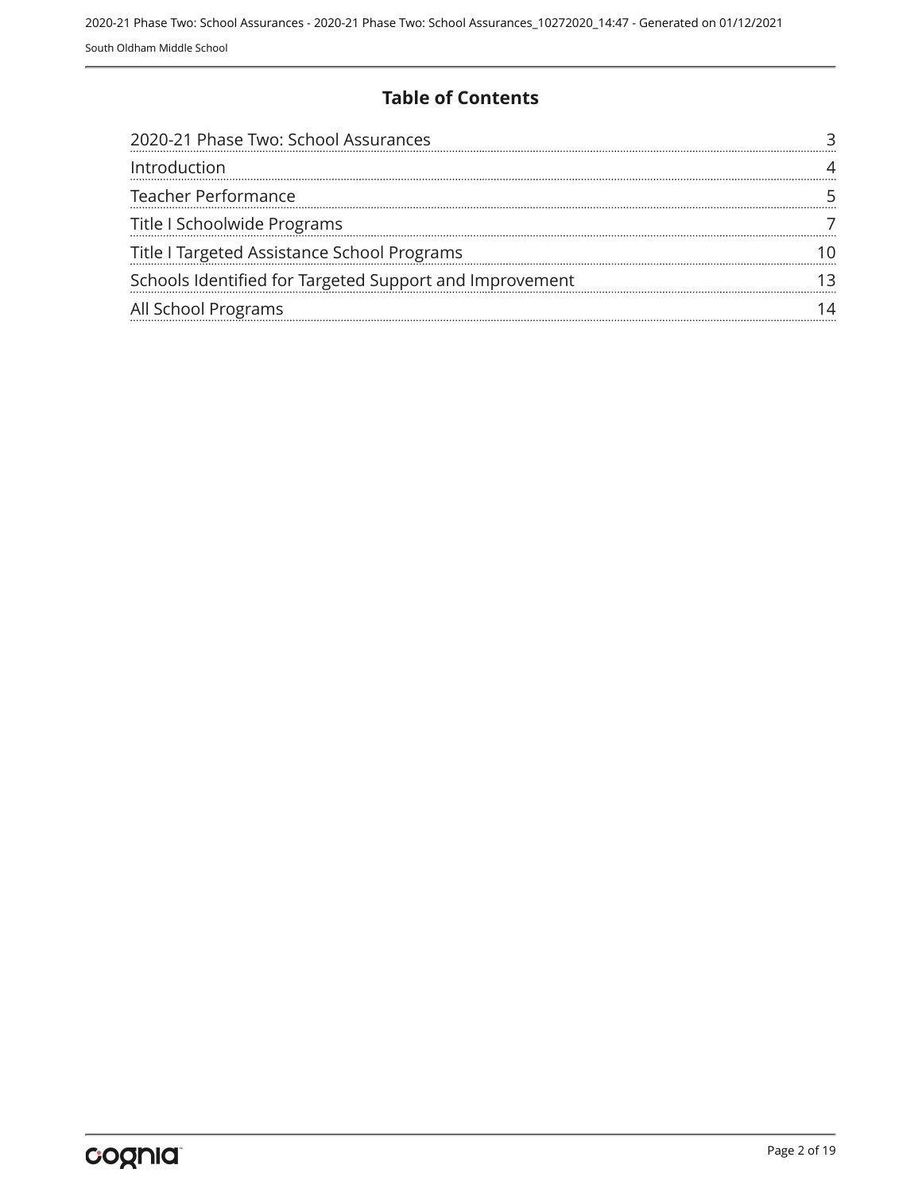## Table of Contents

| | |
|---|---|
| 2020-21 Phase Two: School Assurances | 3 |
| Introduction | 4 |
| Teacher Performance | 5 |
| Title I Schoolwide Programs | 7 |
| Title I Targeted Assistance School Programs | 10 |
| Schools Identified for Targeted Support and Improvement | 13 |
| All School Programs | 14 |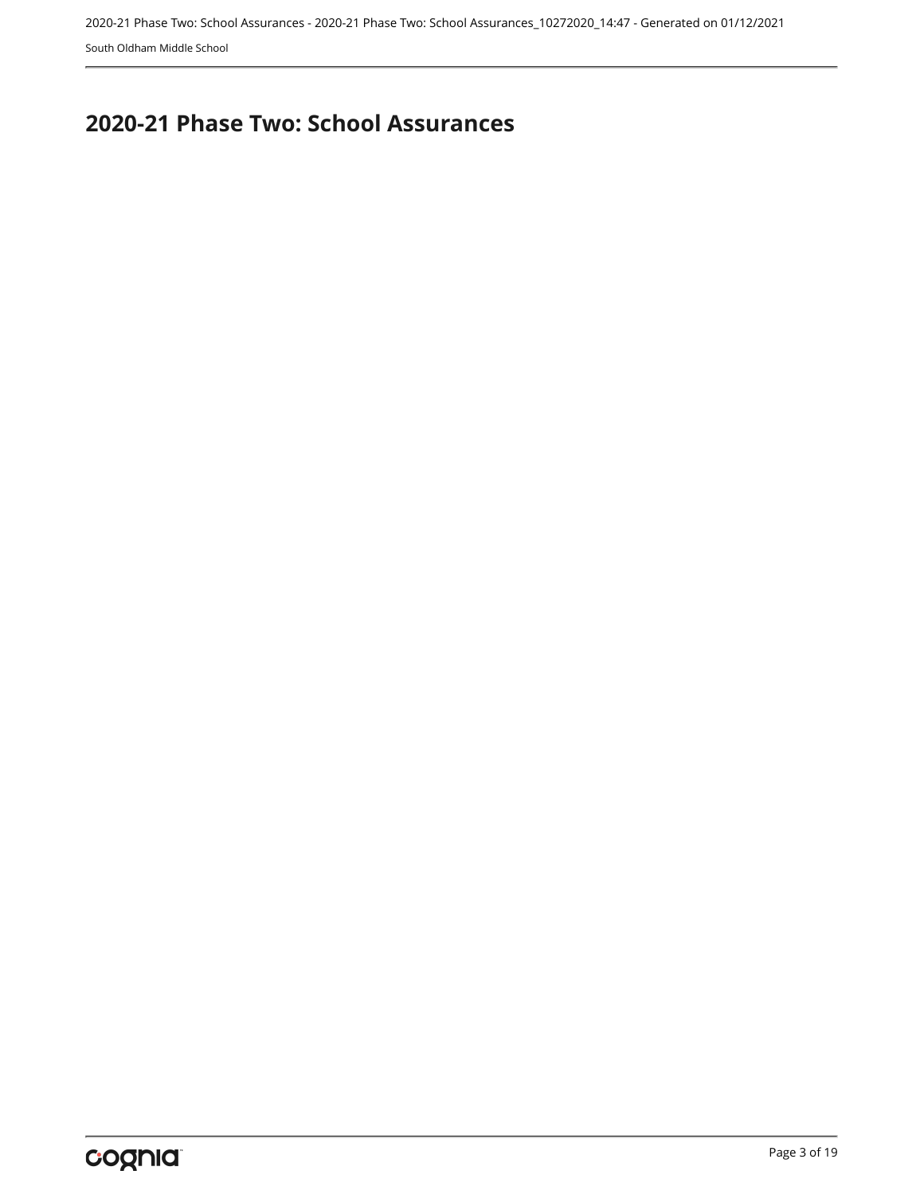# 2020-21 Phase Two: School Assurances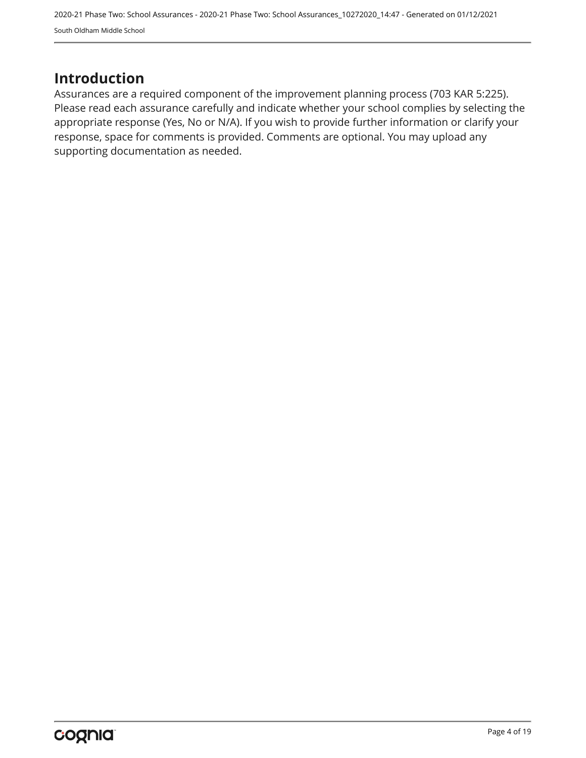# Introduction

Assurances are a required component of the improvement planning process (703 KAR 5:225). Please read each assurance carefully and indicate whether your school complies by selecting the appropriate response (Yes, No or N/A). If you wish to provide further information or clarify your response, space for comments is provided. Comments are optional. You may upload any supporting documentation as needed.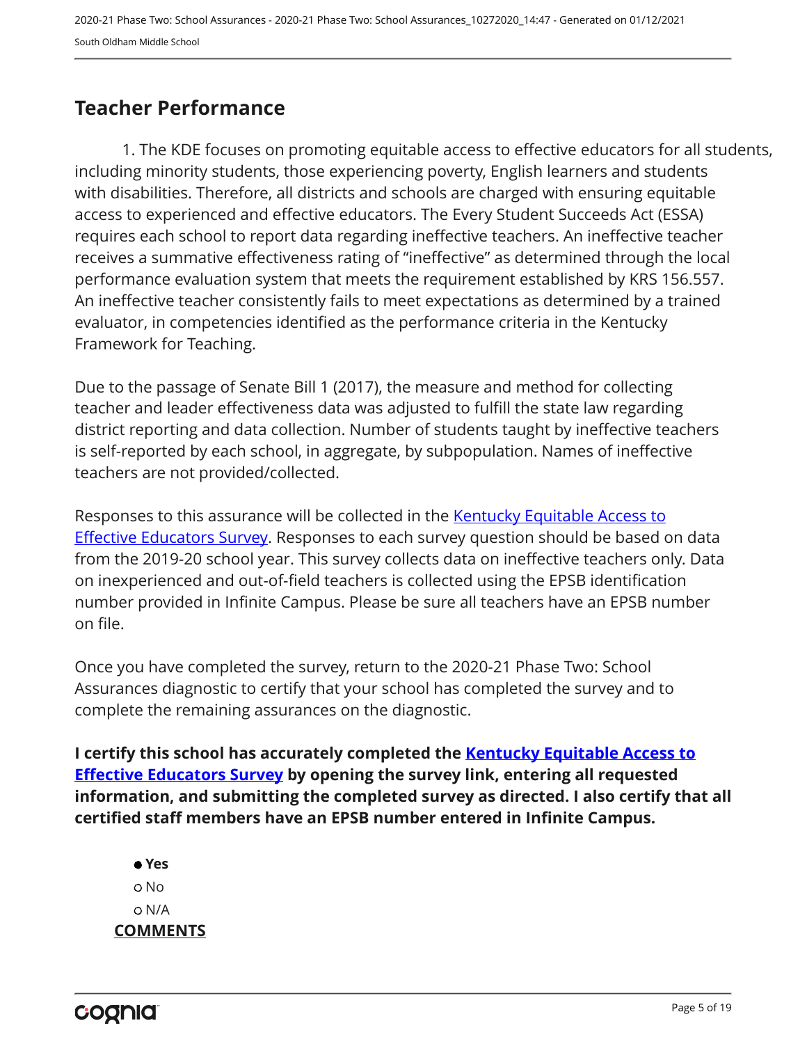## Teacher Performance

1. The KDE focuses on promoting equitable access to effective educators for all students, including minority students, those experiencing poverty, English learners and students with disabilities. Therefore, all districts and schools are charged with ensuring equitable access to experienced and effective educators. The Every Student Succeeds Act (ESSA) requires each school to report data regarding ineffective teachers. An ineffective teacher receives a summative effectiveness rating of "ineffective" as determined through the local performance evaluation system that meets the requirement established by KRS 156.557. An ineffective teacher consistently fails to meet expectations as determined by a trained evaluator, in competencies identified as the performance criteria in the Kentucky Framework for Teaching.

Due to the passage of Senate Bill 1 (2017), the measure and method for collecting teacher and leader effectiveness data was adjusted to fulfill the state law regarding district reporting and data collection. Number of students taught by ineffective teachers is self-reported by each school, in aggregate, by subpopulation. Names of ineffective teachers are not provided/collected.

Responses to this assurance will be collected in the Kentucky Equitable Access to Effective Educators Survey. Responses to each survey question should be based on data from the 2019-20 school year. This survey collects data on ineffective teachers only. Data on inexperienced and out-of-field teachers is collected using the EPSB identification number provided in Infinite Campus. Please be sure all teachers have an EPSB number on file.

Once you have completed the survey, return to the 2020-21 Phase Two: School Assurances diagnostic to certify that your school has completed the survey and to complete the remaining assurances on the diagnostic.

**I certify this school has accurately completed the Kentucky Equitable Access to Effective Educators Survey by opening the survey link, entering all requested information, and submitting the completed survey as directed. I also certify that all certified staff members have an EPSB number entered in Infinite Campus.**

- ● **Yes**
- ○ No
- ○ N/A

**COMMENTS**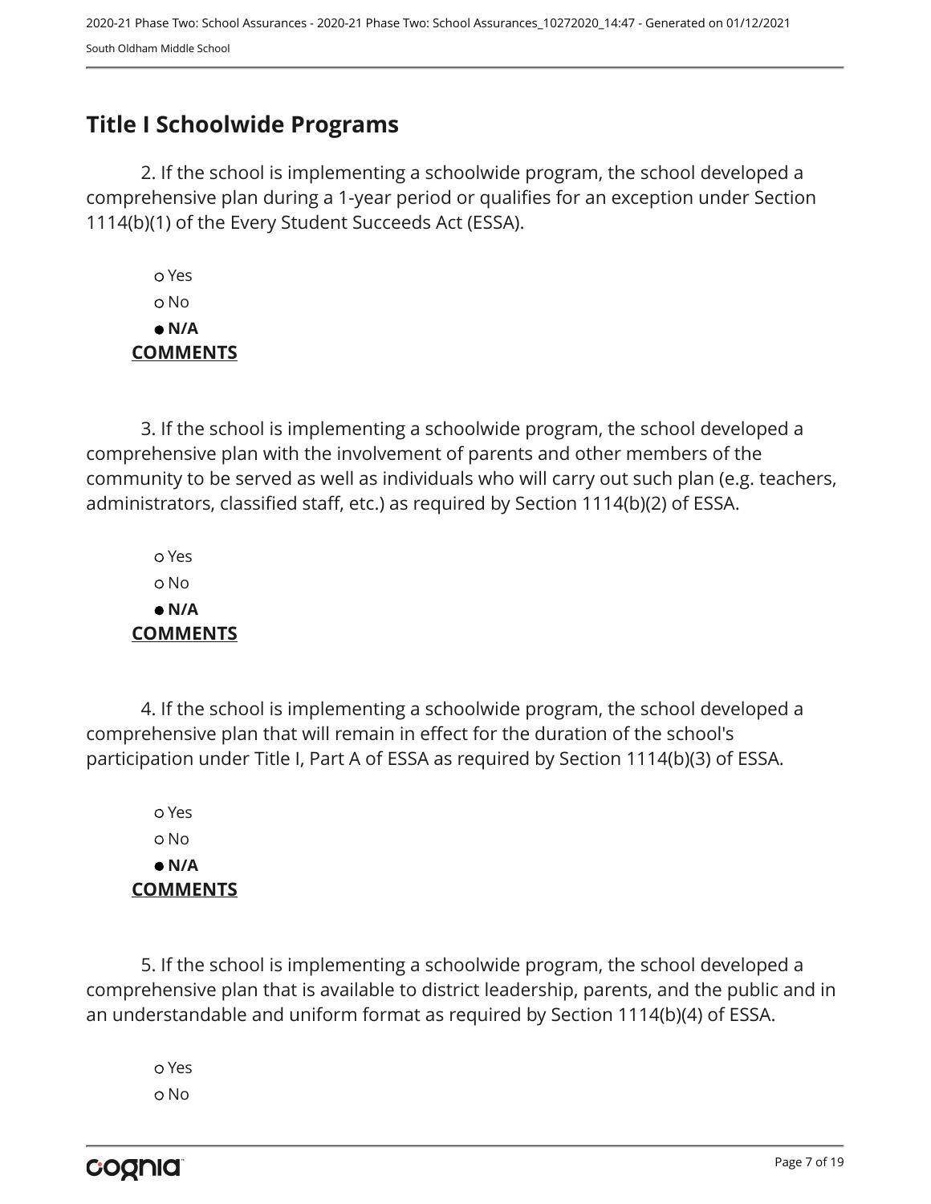## Title I Schoolwide Programs

2. If the school is implementing a schoolwide program, the school developed a comprehensive plan during a 1-year period or qualifies for an exception under Section 1114(b)(1) of the Every Student Succeeds Act (ESSA).

- ○ Yes
- ○ No
- ● **N/A**

**COMMENTS**

3. If the school is implementing a schoolwide program, the school developed a comprehensive plan with the involvement of parents and other members of the community to be served as well as individuals who will carry out such plan (e.g. teachers, administrators, classified staff, etc.) as required by Section 1114(b)(2) of ESSA.

- ○ Yes
- ○ No
- ● **N/A**

**COMMENTS**

4. If the school is implementing a schoolwide program, the school developed a comprehensive plan that will remain in effect for the duration of the school's participation under Title I, Part A of ESSA as required by Section 1114(b)(3) of ESSA.

- ○ Yes
- ○ No
- ● **N/A**

**COMMENTS**

5. If the school is implementing a schoolwide program, the school developed a comprehensive plan that is available to district leadership, parents, and the public and in an understandable and uniform format as required by Section 1114(b)(4) of ESSA.

- ○ Yes
- ○ No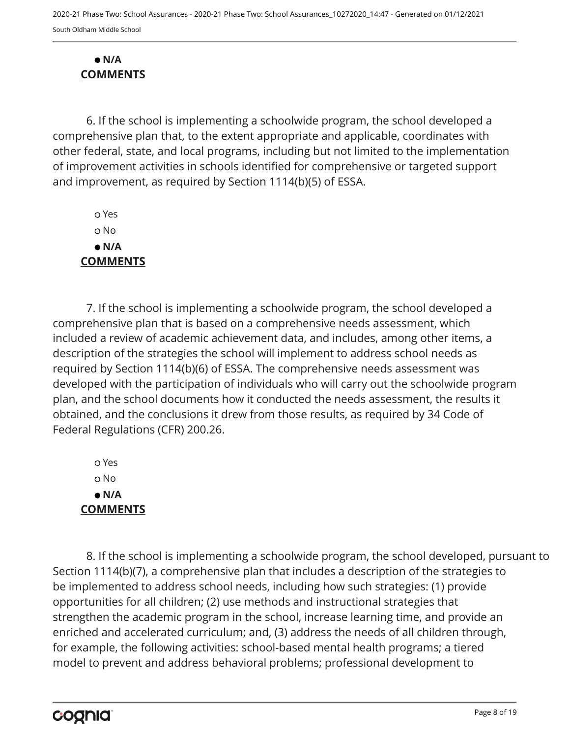● **N/A**

**COMMENTS**

6. If the school is implementing a schoolwide program, the school developed a comprehensive plan that, to the extent appropriate and applicable, coordinates with other federal, state, and local programs, including but not limited to the implementation of improvement activities in schools identified for comprehensive or targeted support and improvement, as required by Section 1114(b)(5) of ESSA.

○ Yes

○ No

● **N/A**

**COMMENTS**

7. If the school is implementing a schoolwide program, the school developed a comprehensive plan that is based on a comprehensive needs assessment, which included a review of academic achievement data, and includes, among other items, a description of the strategies the school will implement to address school needs as required by Section 1114(b)(6) of ESSA. The comprehensive needs assessment was developed with the participation of individuals who will carry out the schoolwide program plan, and the school documents how it conducted the needs assessment, the results it obtained, and the conclusions it drew from those results, as required by 34 Code of Federal Regulations (CFR) 200.26.

○ Yes

○ No

● **N/A**

**COMMENTS**

8. If the school is implementing a schoolwide program, the school developed, pursuant to Section 1114(b)(7), a comprehensive plan that includes a description of the strategies to be implemented to address school needs, including how such strategies: (1) provide opportunities for all children; (2) use methods and instructional strategies that strengthen the academic program in the school, increase learning time, and provide an enriched and accelerated curriculum; and, (3) address the needs of all children through, for example, the following activities: school-based mental health programs; a tiered model to prevent and address behavioral problems; professional development to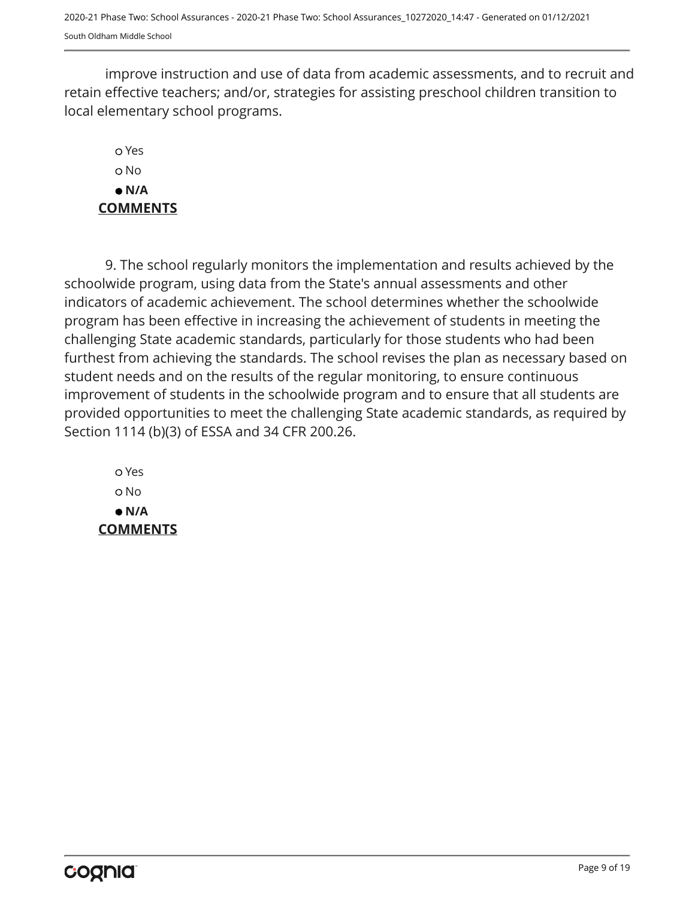improve instruction and use of data from academic assessments, and to recruit and retain effective teachers; and/or, strategies for assisting preschool children transition to local elementary school programs.

- ○ Yes
- ○ No
- ● **N/A**

**COMMENTS**

9. The school regularly monitors the implementation and results achieved by the schoolwide program, using data from the State's annual assessments and other indicators of academic achievement. The school determines whether the schoolwide program has been effective in increasing the achievement of students in meeting the challenging State academic standards, particularly for those students who had been furthest from achieving the standards. The school revises the plan as necessary based on student needs and on the results of the regular monitoring, to ensure continuous improvement of students in the schoolwide program and to ensure that all students are provided opportunities to meet the challenging State academic standards, as required by Section 1114 (b)(3) of ESSA and 34 CFR 200.26.

- ○ Yes
- ○ No
- ● **N/A**

**COMMENTS**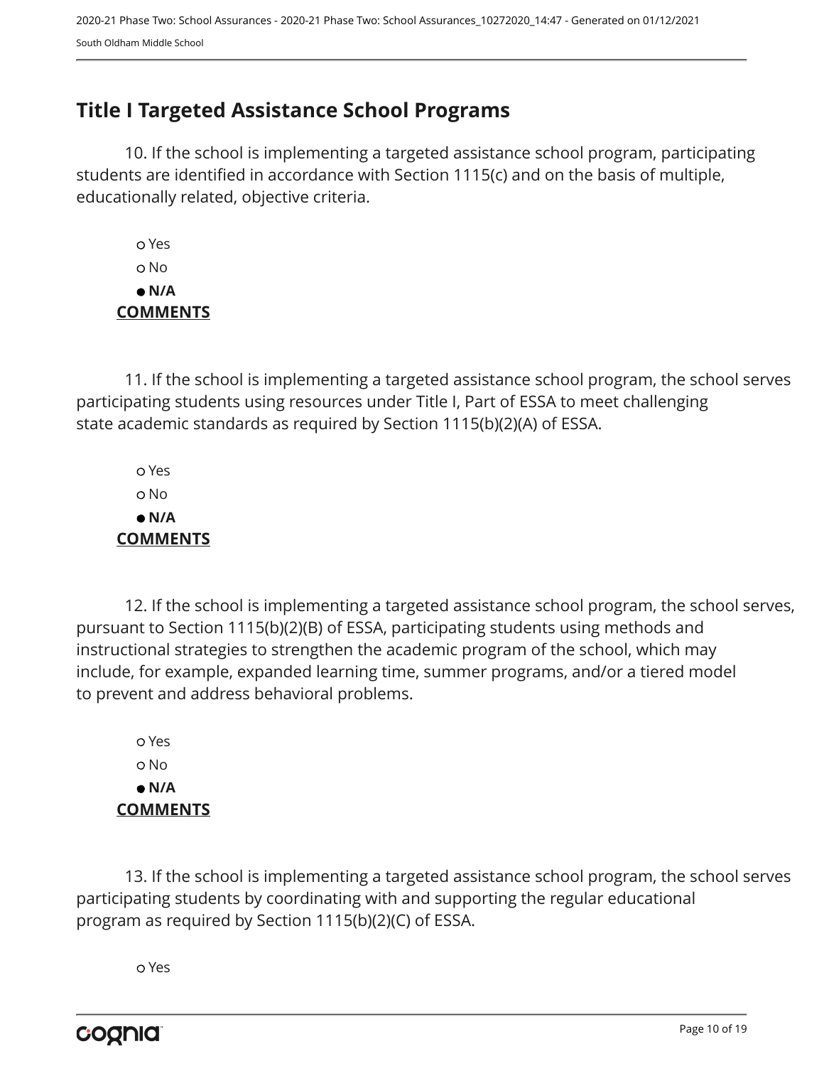## Title I Targeted Assistance School Programs

10. If the school is implementing a targeted assistance school program, participating students are identified in accordance with Section 1115(c) and on the basis of multiple, educationally related, objective criteria.

- ○ Yes
- ○ No
- ● **N/A**

**COMMENTS**

11. If the school is implementing a targeted assistance school program, the school serves participating students using resources under Title I, Part of ESSA to meet challenging state academic standards as required by Section 1115(b)(2)(A) of ESSA.

- ○ Yes
- ○ No
- ● **N/A**

**COMMENTS**

12. If the school is implementing a targeted assistance school program, the school serves, pursuant to Section 1115(b)(2)(B) of ESSA, participating students using methods and instructional strategies to strengthen the academic program of the school, which may include, for example, expanded learning time, summer programs, and/or a tiered model to prevent and address behavioral problems.

- ○ Yes
- ○ No
- ● **N/A**

**COMMENTS**

13. If the school is implementing a targeted assistance school program, the school serves participating students by coordinating with and supporting the regular educational program as required by Section 1115(b)(2)(C) of ESSA.

- ○ Yes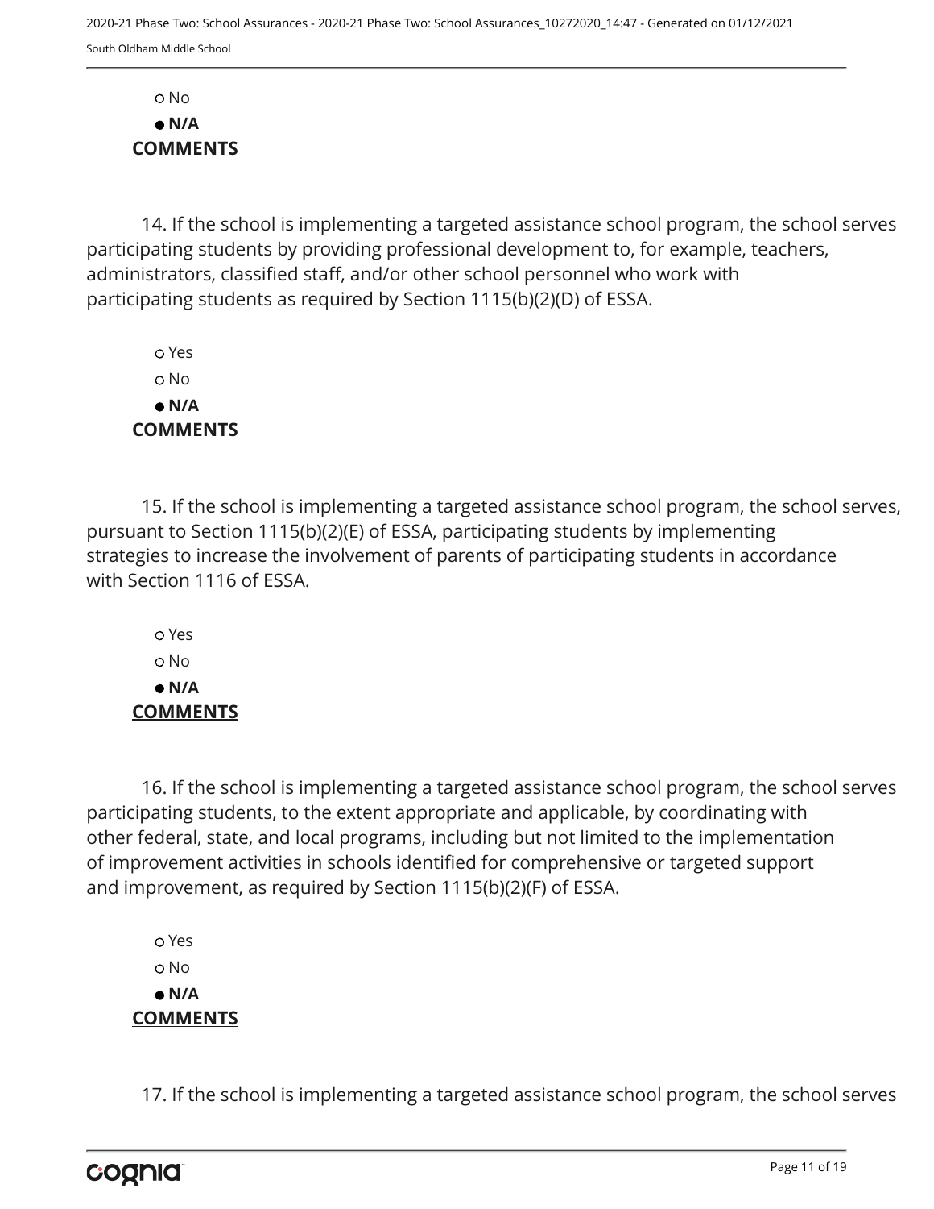○ No

● **N/A**

**COMMENTS**

14. If the school is implementing a targeted assistance school program, the school serves participating students by providing professional development to, for example, teachers, administrators, classified staff, and/or other school personnel who work with participating students as required by Section 1115(b)(2)(D) of ESSA.

○ Yes

○ No

● **N/A**

**COMMENTS**

15. If the school is implementing a targeted assistance school program, the school serves, pursuant to Section 1115(b)(2)(E) of ESSA, participating students by implementing strategies to increase the involvement of parents of participating students in accordance with Section 1116 of ESSA.

○ Yes

○ No

● **N/A**

**COMMENTS**

16. If the school is implementing a targeted assistance school program, the school serves participating students, to the extent appropriate and applicable, by coordinating with other federal, state, and local programs, including but not limited to the implementation of improvement activities in schools identified for comprehensive or targeted support and improvement, as required by Section 1115(b)(2)(F) of ESSA.

○ Yes

○ No

● **N/A**

**COMMENTS**

17. If the school is implementing a targeted assistance school program, the school serves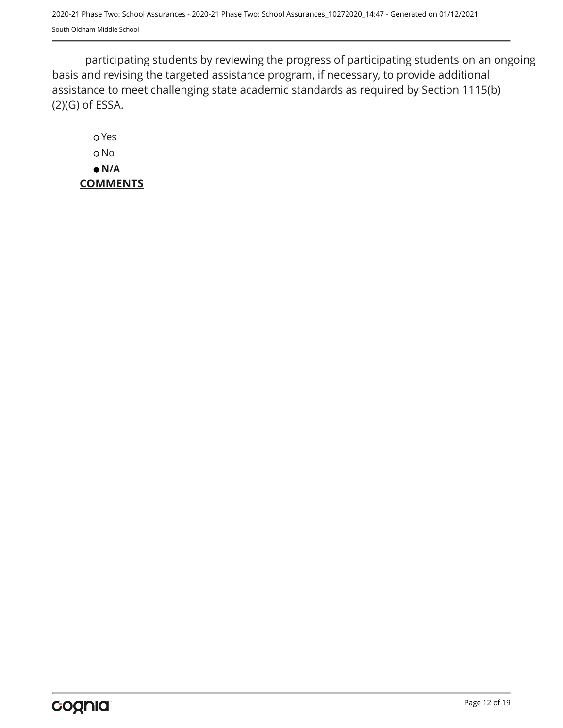participating students by reviewing the progress of participating students on an ongoing basis and revising the targeted assistance program, if necessary, to provide additional assistance to meet challenging state academic standards as required by Section 1115(b)(2)(G) of ESSA.

- ○ Yes
- ○ No
- ● **N/A**

**COMMENTS**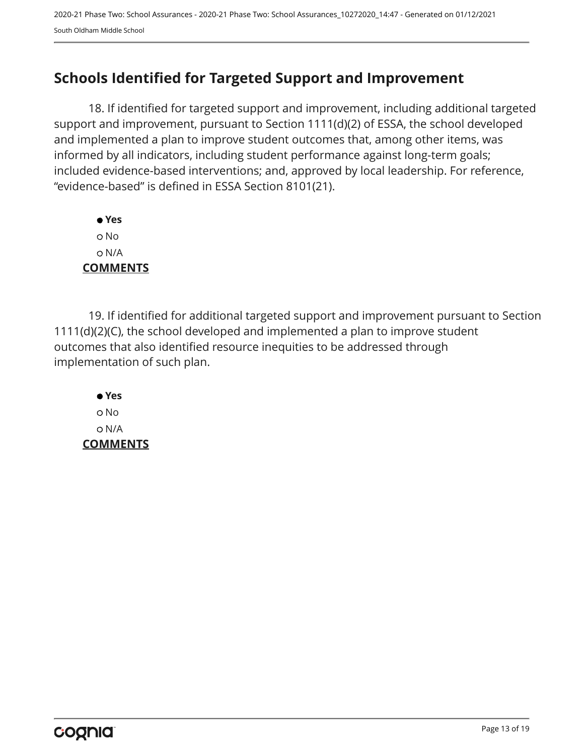## Schools Identified for Targeted Support and Improvement

18. If identified for targeted support and improvement, including additional targeted support and improvement, pursuant to Section 1111(d)(2) of ESSA, the school developed and implemented a plan to improve student outcomes that, among other items, was informed by all indicators, including student performance against long-term goals; included evidence-based interventions; and, approved by local leadership. For reference, “evidence-based” is defined in ESSA Section 8101(21).

- ● **Yes**
- ○ No
- ○ N/A

**COMMENTS**

19. If identified for additional targeted support and improvement pursuant to Section 1111(d)(2)(C), the school developed and implemented a plan to improve student outcomes that also identified resource inequities to be addressed through implementation of such plan.

- ● **Yes**
- ○ No
- ○ N/A

**COMMENTS**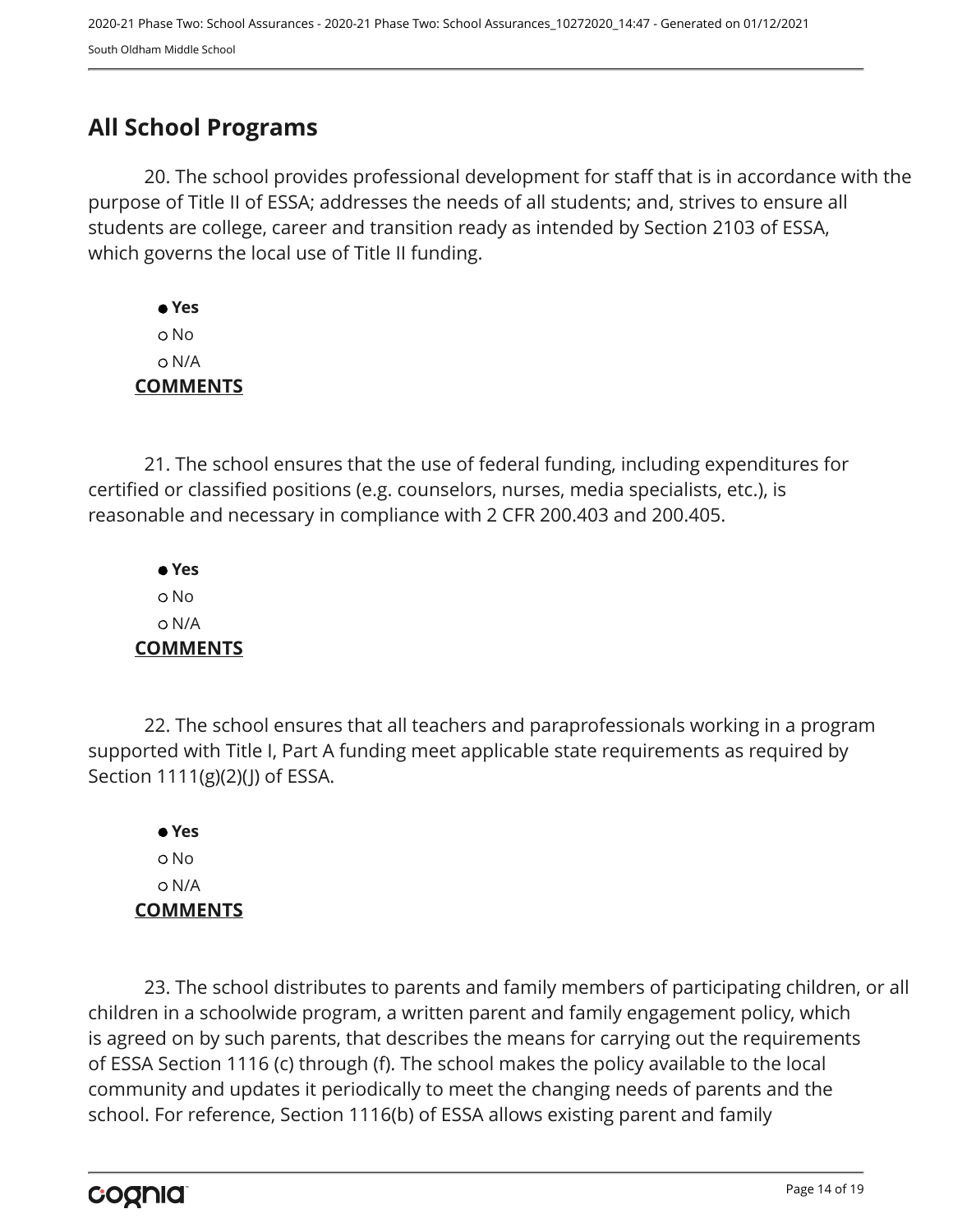## All School Programs

20. The school provides professional development for staff that is in accordance with the purpose of Title II of ESSA; addresses the needs of all students; and, strives to ensure all students are college, career and transition ready as intended by Section 2103 of ESSA, which governs the local use of Title II funding.

- ● **Yes**
- ○ No
- ○ N/A

**COMMENTS**

21. The school ensures that the use of federal funding, including expenditures for certified or classified positions (e.g. counselors, nurses, media specialists, etc.), is reasonable and necessary in compliance with 2 CFR 200.403 and 200.405.

- ● **Yes**
- ○ No
- ○ N/A

**COMMENTS**

22. The school ensures that all teachers and paraprofessionals working in a program supported with Title I, Part A funding meet applicable state requirements as required by Section 1111(g)(2)(J) of ESSA.

- ● **Yes**
- ○ No
- ○ N/A

**COMMENTS**

23. The school distributes to parents and family members of participating children, or all children in a schoolwide program, a written parent and family engagement policy, which is agreed on by such parents, that describes the means for carrying out the requirements of ESSA Section 1116 (c) through (f). The school makes the policy available to the local community and updates it periodically to meet the changing needs of parents and the school. For reference, Section 1116(b) of ESSA allows existing parent and family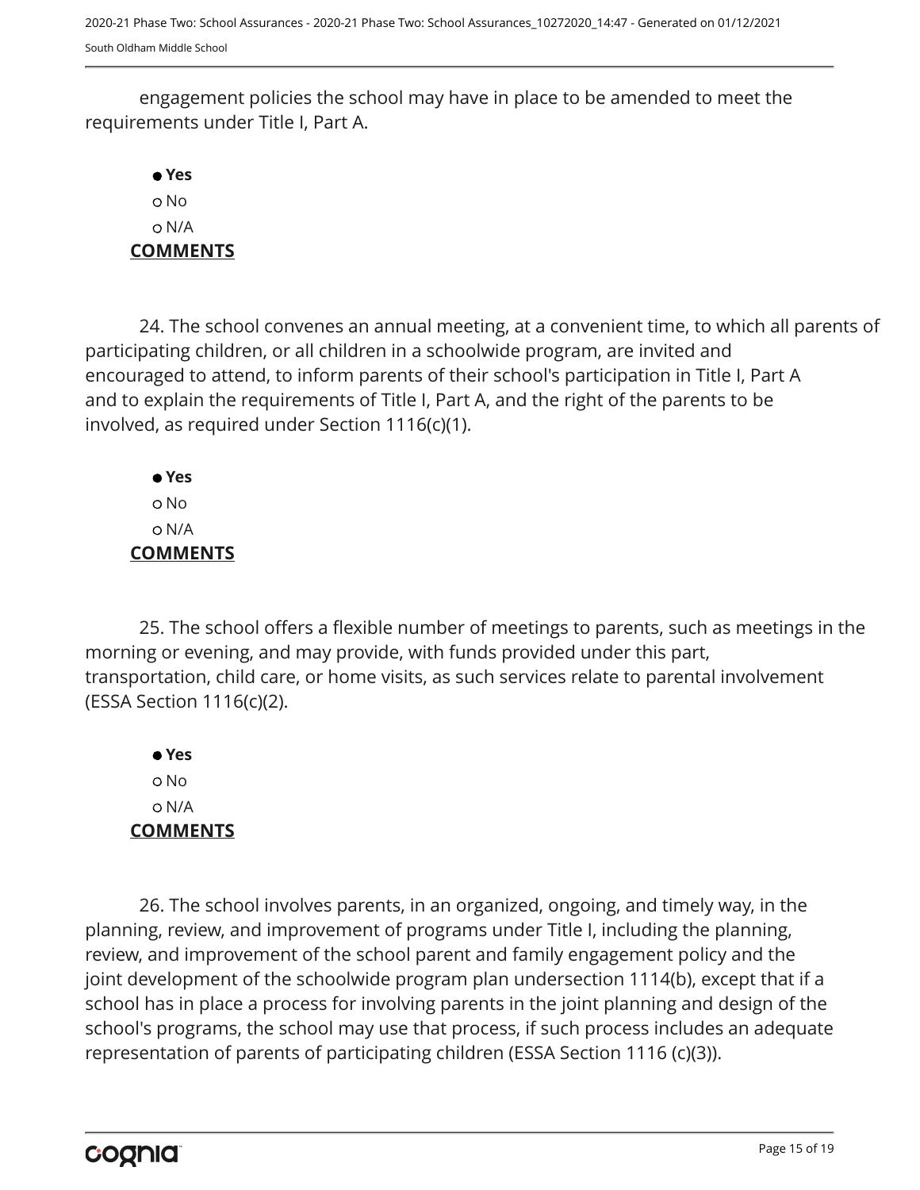engagement policies the school may have in place to be amended to meet the requirements under Title I, Part A.

- **Yes**
- No
- N/A

**COMMENTS**

24. The school convenes an annual meeting, at a convenient time, to which all parents of participating children, or all children in a schoolwide program, are invited and encouraged to attend, to inform parents of their school's participation in Title I, Part A and to explain the requirements of Title I, Part A, and the right of the parents to be involved, as required under Section 1116(c)(1).

- **Yes**
- No
- N/A

**COMMENTS**

25. The school offers a flexible number of meetings to parents, such as meetings in the morning or evening, and may provide, with funds provided under this part, transportation, child care, or home visits, as such services relate to parental involvement (ESSA Section 1116(c)(2).

- **Yes**
- No
- N/A

**COMMENTS**

26. The school involves parents, in an organized, ongoing, and timely way, in the planning, review, and improvement of programs under Title I, including the planning, review, and improvement of the school parent and family engagement policy and the joint development of the schoolwide program plan undersection 1114(b), except that if a school has in place a process for involving parents in the joint planning and design of the school's programs, the school may use that process, if such process includes an adequate representation of parents of participating children (ESSA Section 1116 (c)(3)).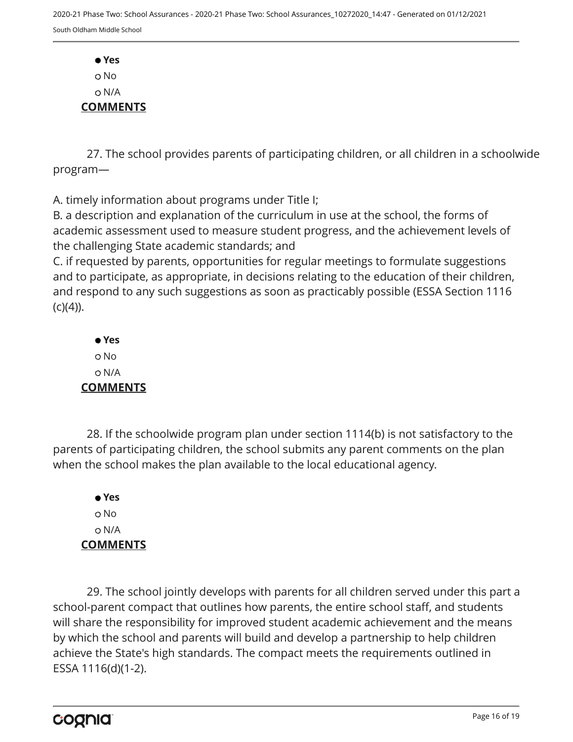- ● **Yes**
- ○ No
- ○ N/A

**COMMENTS**

27. The school provides parents of participating children, or all children in a schoolwide program—

A. timely information about programs under Title I;
B. a description and explanation of the curriculum in use at the school, the forms of academic assessment used to measure student progress, and the achievement levels of the challenging State academic standards; and
C. if requested by parents, opportunities for regular meetings to formulate suggestions and to participate, as appropriate, in decisions relating to the education of their children, and respond to any such suggestions as soon as practicably possible (ESSA Section 1116 (c)(4)).

- ● **Yes**
- ○ No
- ○ N/A

**COMMENTS**

28. If the schoolwide program plan under section 1114(b) is not satisfactory to the parents of participating children, the school submits any parent comments on the plan when the school makes the plan available to the local educational agency.

- ● **Yes**
- ○ No
- ○ N/A

**COMMENTS**

29. The school jointly develops with parents for all children served under this part a school-parent compact that outlines how parents, the entire school staff, and students will share the responsibility for improved student academic achievement and the means by which the school and parents will build and develop a partnership to help children achieve the State's high standards. The compact meets the requirements outlined in ESSA 1116(d)(1-2).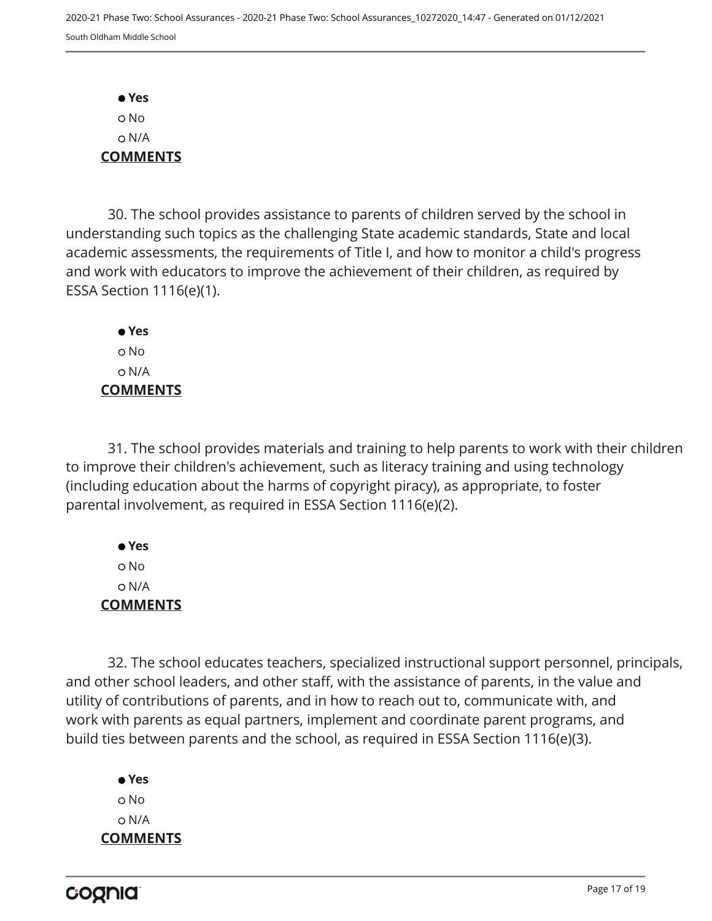- **Yes**
- No
- N/A

**COMMENTS**

30. The school provides assistance to parents of children served by the school in understanding such topics as the challenging State academic standards, State and local academic assessments, the requirements of Title I, and how to monitor a child's progress and work with educators to improve the achievement of their children, as required by ESSA Section 1116(e)(1).

- **Yes**
- No
- N/A

**COMMENTS**

31. The school provides materials and training to help parents to work with their children to improve their children's achievement, such as literacy training and using technology (including education about the harms of copyright piracy), as appropriate, to foster parental involvement, as required in ESSA Section 1116(e)(2).

- **Yes**
- No
- N/A

**COMMENTS**

32. The school educates teachers, specialized instructional support personnel, principals, and other school leaders, and other staff, with the assistance of parents, in the value and utility of contributions of parents, and in how to reach out to, communicate with, and work with parents as equal partners, implement and coordinate parent programs, and build ties between parents and the school, as required in ESSA Section 1116(e)(3).

- **Yes**
- No
- N/A

**COMMENTS**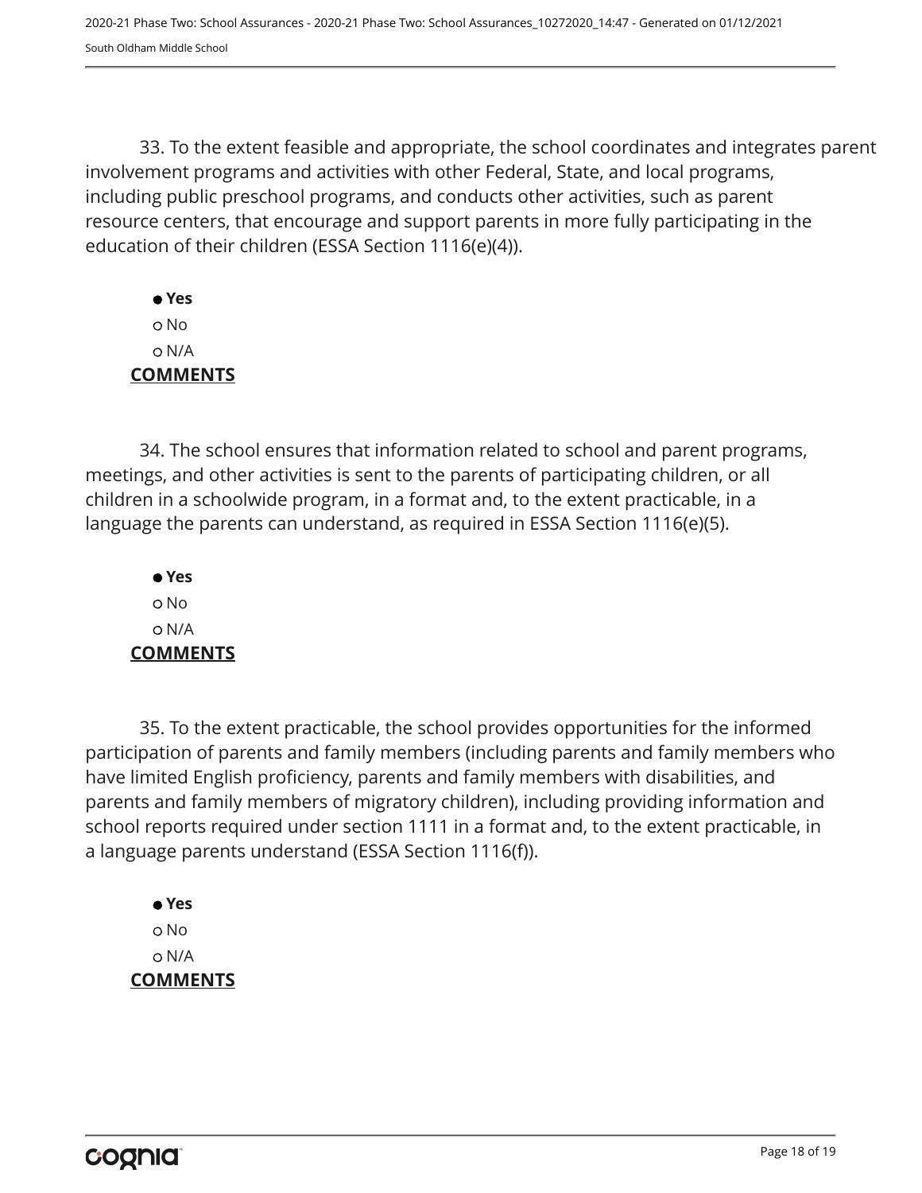33. To the extent feasible and appropriate, the school coordinates and integrates parent involvement programs and activities with other Federal, State, and local programs, including public preschool programs, and conducts other activities, such as parent resource centers, that encourage and support parents in more fully participating in the education of their children (ESSA Section 1116(e)(4)).

- ● **Yes**
- ○ No
- ○ N/A

**COMMENTS**

34. The school ensures that information related to school and parent programs, meetings, and other activities is sent to the parents of participating children, or all children in a schoolwide program, in a format and, to the extent practicable, in a language the parents can understand, as required in ESSA Section 1116(e)(5).

- ● **Yes**
- ○ No
- ○ N/A

**COMMENTS**

35. To the extent practicable, the school provides opportunities for the informed participation of parents and family members (including parents and family members who have limited English proficiency, parents and family members with disabilities, and parents and family members of migratory children), including providing information and school reports required under section 1111 in a format and, to the extent practicable, in a language parents understand (ESSA Section 1116(f)).

- ● **Yes**
- ○ No
- ○ N/A

**COMMENTS**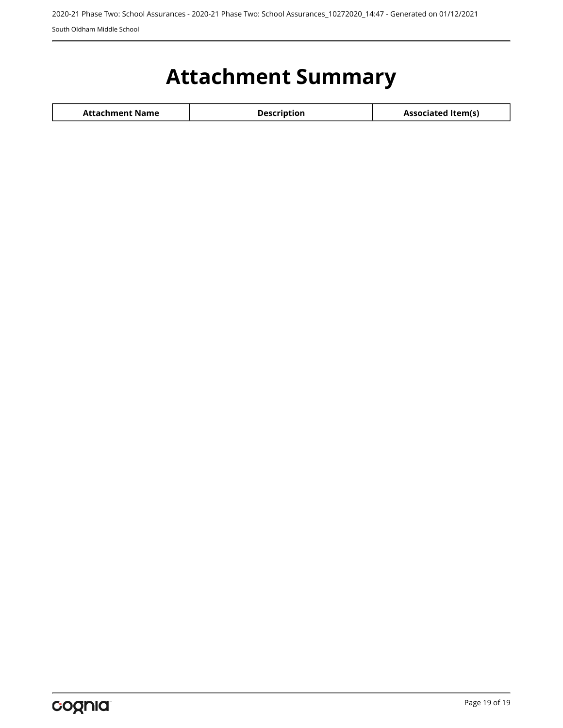# Attachment Summary

| Attachment Name | Description | Associated Item(s) |
| --- | --- | --- |